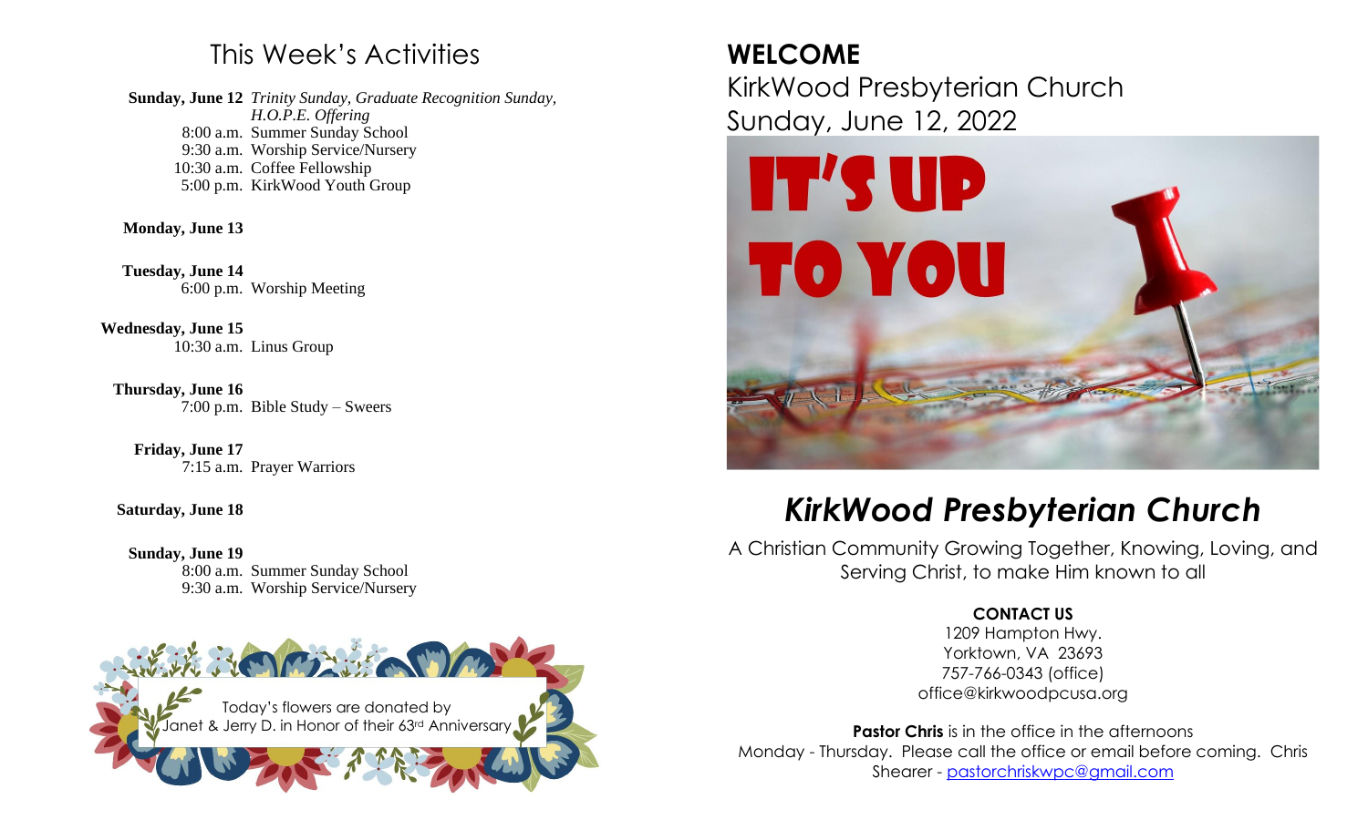## This Week's Activities

**Sunday, June 12** *Trinity Sunday, Graduate Recognition Sunday, H.O.P.E. Offering*
8:00 a.m. Summer Sunday School
9:30 a.m. Worship Service/Nursery
10:30 a.m. Coffee Fellowship
5:00 p.m. KirkWood Youth Group

**Monday, June 13**

**Tuesday, June 14**
6:00 p.m. Worship Meeting

**Wednesday, June 15**
10:30 a.m. Linus Group

**Thursday, June 16**
7:00 p.m. Bible Study – Sweers

**Friday, June 17**
7:15 a.m. Prayer Warriors

**Saturday, June 18**

**Sunday, June 19**
8:00 a.m. Summer Sunday School
9:30 a.m. Worship Service/Nursery

Today's flowers are donated by Janet & Jerry D. in Honor of their 63rd Anniversary

# WELCOME

KirkWood Presbyterian Church
Sunday, June 12, 2022

IT'S UP TO YOU

# *KirkWood Presbyterian Church*

A Christian Community Growing Together, Knowing, Loving, and Serving Christ, to make Him known to all

**CONTACT US**

1209 Hampton Hwy.
Yorktown, VA 23693
757-766-0343 (office)
office@kirkwoodpcusa.org

**Pastor Chris** is in the office in the afternoons Monday - Thursday. Please call the office or email before coming. Chris Shearer - pastorchriskwpc@gmail.com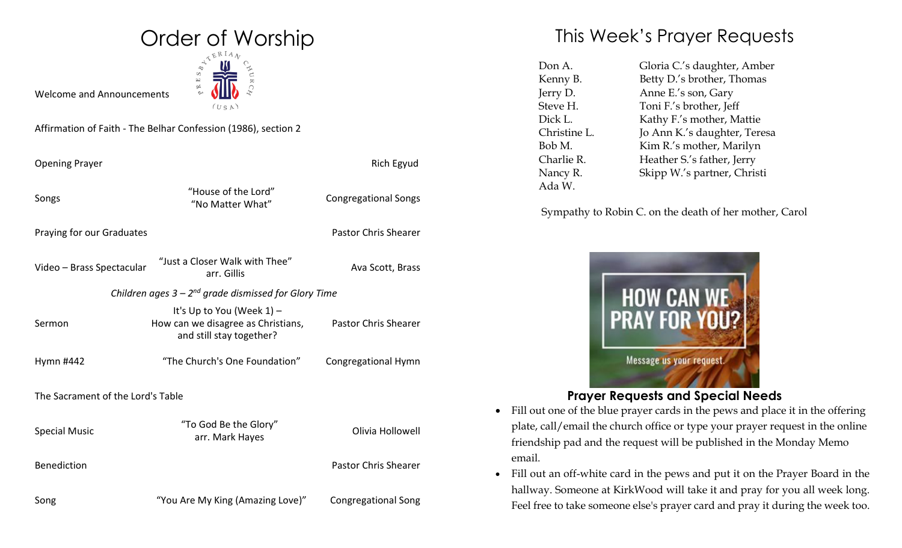# Order of Worship

| | | |
|---|---|---|
| Welcome and Announcements | | |
| Affirmation of Faith - The Belhar Confession (1986), section 2 | | |
| Opening Prayer | | Rich Egyud |
| Songs | "House of the Lord"<br>"No Matter What" | Congregational Songs |
| Praying for our Graduates | | Pastor Chris Shearer |
| Video – Brass Spectacular | "Just a Closer Walk with Thee"<br>arr. Gillis | Ava Scott, Brass |

*Children ages 3 – 2nd grade dismissed for Glory Time*

| | | |
|---|---|---|
| Sermon | It's Up to You (Week 1) –<br>How can we disagree as Christians,<br>and still stay together? | Pastor Chris Shearer |
| Hymn #442 | "The Church's One Foundation" | Congregational Hymn |
| The Sacrament of the Lord's Table | | |
| Special Music | "To God Be the Glory"<br>arr. Mark Hayes | Olivia Hollowell |
| Benediction | | Pastor Chris Shearer |
| Song | "You Are My King (Amazing Love)" | Congregational Song |

# This Week's Prayer Requests

| | |
|---|---|
| Don A. | Gloria C.'s daughter, Amber |
| Kenny B. | Betty D.'s brother, Thomas |
| Jerry D. | Anne E.'s son, Gary |
| Steve H. | Toni F.'s brother, Jeff |
| Dick L. | Kathy F.'s mother, Mattie |
| Christine L. | Jo Ann K.'s daughter, Teresa |
| Bob M. | Kim R.'s mother, Marilyn |
| Charlie R. | Heather S.'s father, Jerry |
| Nancy R. | Skipp W.'s partner, Christi |
| Ada W. | |

Sympathy to Robin C. on the death of her mother, Carol

HOW CAN WE PRAY FOR YOU?

Message us your request.

## Prayer Requests and Special Needs

- Fill out one of the blue prayer cards in the pews and place it in the offering plate, call/email the church office or type your prayer request in the online friendship pad and the request will be published in the Monday Memo email.
- Fill out an off-white card in the pews and put it on the Prayer Board in the hallway. Someone at KirkWood will take it and pray for you all week long. Feel free to take someone else's prayer card and pray it during the week too.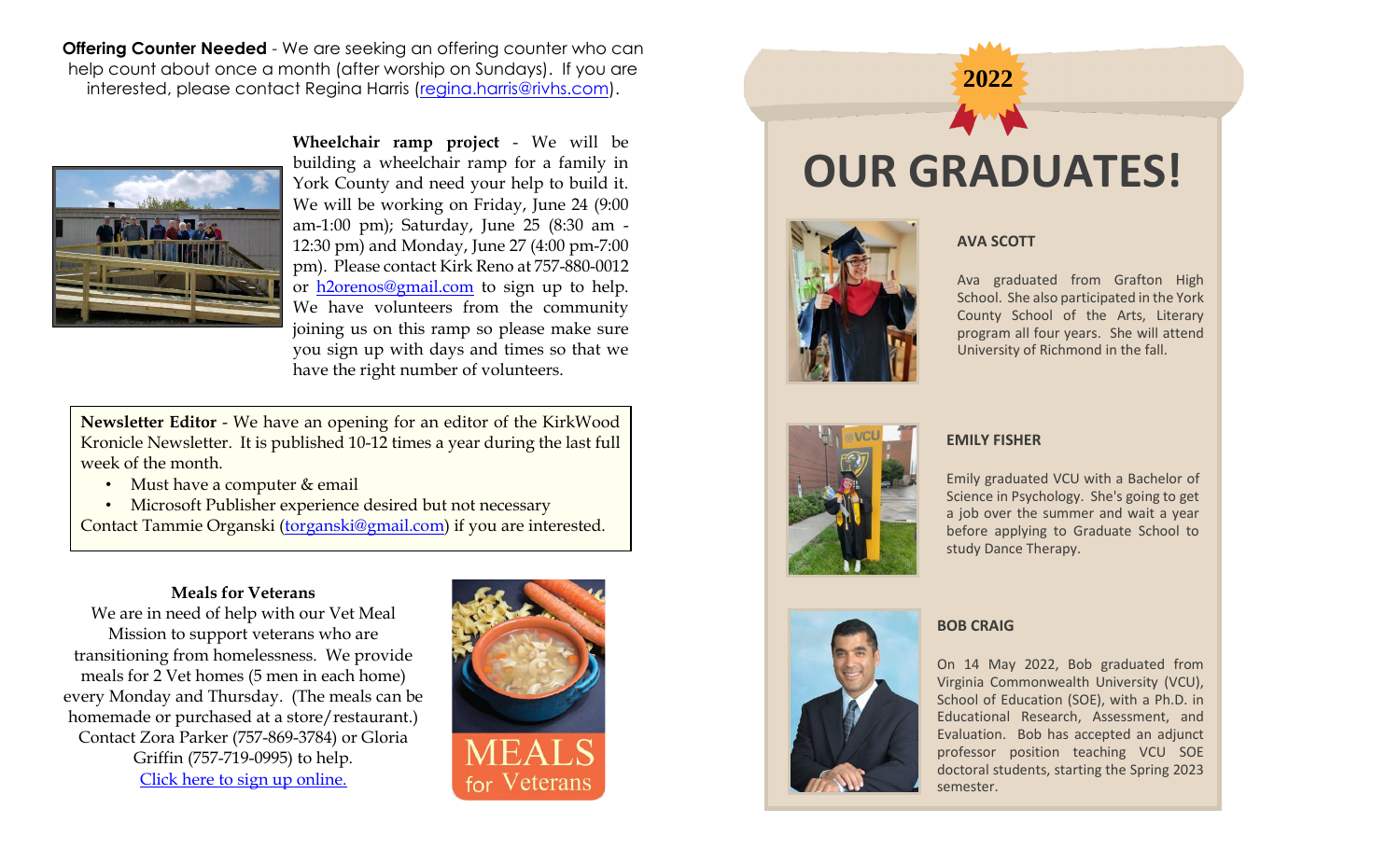**Offering Counter Needed** - We are seeking an offering counter who can help count about once a month (after worship on Sundays). If you are interested, please contact Regina Harris (regina.harris@rivhs.com).

**Wheelchair ramp project** - We will be building a wheelchair ramp for a family in York County and need your help to build it. We will be working on Friday, June 24 (9:00 am-1:00 pm); Saturday, June 25 (8:30 am - 12:30 pm) and Monday, June 27 (4:00 pm-7:00 pm). Please contact Kirk Reno at 757-880-0012 or h2orenos@gmail.com to sign up to help. We have volunteers from the community joining us on this ramp so please make sure you sign up with days and times so that we have the right number of volunteers.

**Newsletter Editor** - We have an opening for an editor of the KirkWood Kronicle Newsletter. It is published 10-12 times a year during the last full week of the month.

- Must have a computer & email
- Microsoft Publisher experience desired but not necessary

Contact Tammie Organski (torganski@gmail.com) if you are interested.

**Meals for Veterans**

We are in need of help with our Vet Meal Mission to support veterans who are transitioning from homelessness. We provide meals for 2 Vet homes (5 men in each home) every Monday and Thursday. (The meals can be homemade or purchased at a store/restaurant.) Contact Zora Parker (757-869-3784) or Gloria Griffin (757-719-0995) to help.

Click here to sign up online.

MEALS for Veterans

**2022**

# OUR GRADUATES!

### AVA SCOTT

Ava graduated from Grafton High School. She also participated in the York County School of the Arts, Literary program all four years. She will attend University of Richmond in the fall.

### EMILY FISHER

Emily graduated VCU with a Bachelor of Science in Psychology. She's going to get a job over the summer and wait a year before applying to Graduate School to study Dance Therapy.

### BOB CRAIG

On 14 May 2022, Bob graduated from Virginia Commonwealth University (VCU), School of Education (SOE), with a Ph.D. in Educational Research, Assessment, and Evaluation. Bob has accepted an adjunct professor position teaching VCU SOE doctoral students, starting the Spring 2023 semester.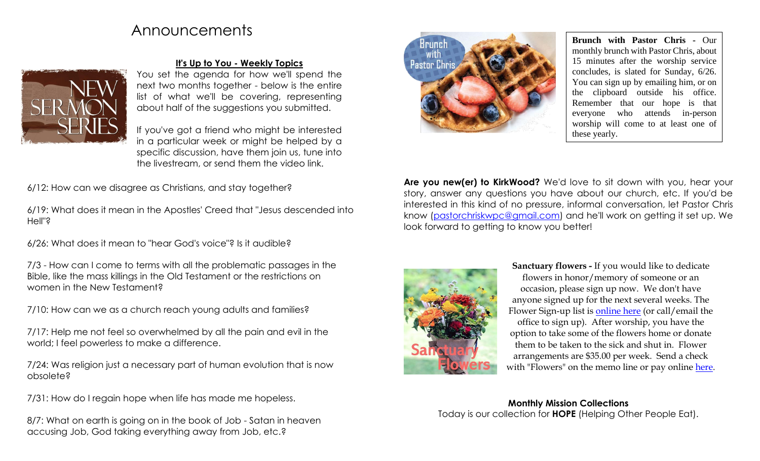# Announcements

**It's Up to You - Weekly Topics**

You set the agenda for how we'll spend the next two months together - below is the entire list of what we'll be covering, representing about half of the suggestions you submitted.

If you've got a friend who might be interested in a particular week or might be helped by a specific discussion, have them join us, tune into the livestream, or send them the video link.

6/12: How can we disagree as Christians, and stay together?

6/19: What does it mean in the Apostles' Creed that "Jesus descended into Hell"?

6/26: What does it mean to "hear God's voice"? Is it audible?

7/3 - How can I come to terms with all the problematic passages in the Bible, like the mass killings in the Old Testament or the restrictions on women in the New Testament?

7/10: How can we as a church reach young adults and families?

7/17: Help me not feel so overwhelmed by all the pain and evil in the world; I feel powerless to make a difference.

7/24: Was religion just a necessary part of human evolution that is now obsolete?

7/31: How do I regain hope when life has made me hopeless.

8/7: What on earth is going on in the book of Job - Satan in heaven accusing Job, God taking everything away from Job, etc.?

**Brunch with Pastor Chris** - Our monthly brunch with Pastor Chris, about 15 minutes after the worship service concludes, is slated for Sunday, 6/26. You can sign up by emailing him, or on the clipboard outside his office. Remember that our hope is that everyone who attends in-person worship will come to at least one of these yearly.

**Are you new(er) to KirkWood?** We'd love to sit down with you, hear your story, answer any questions you have about our church, etc. If you'd be interested in this kind of no pressure, informal conversation, let Pastor Chris know (pastorchriskwpc@gmail.com) and he'll work on getting it set up. We look forward to getting to know you better!

**Sanctuary flowers -** If you would like to dedicate flowers in honor/memory of someone or an occasion, please sign up now. We don't have anyone signed up for the next several weeks. The Flower Sign-up list is online here (or call/email the office to sign up). After worship, you have the option to take some of the flowers home or donate them to be taken to the sick and shut in. Flower arrangements are $35.00 per week. Send a check with "Flowers" on the memo line or pay online here.

**Monthly Mission Collections**

Today is our collection for **HOPE** (Helping Other People Eat).